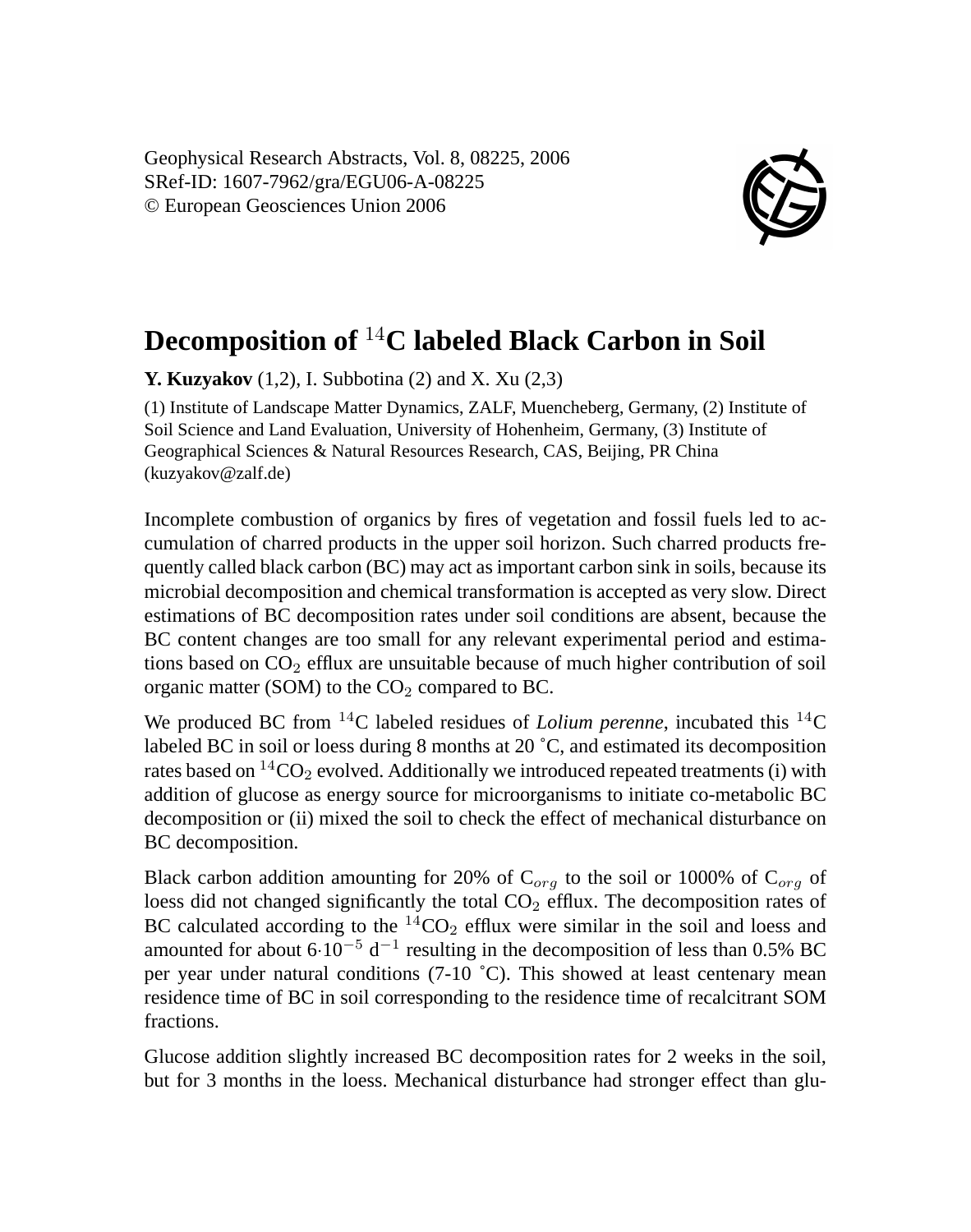Geophysical Research Abstracts, Vol. 8, 08225, 2006
SRef-ID: 1607-7962/gra/EGU06-A-08225
© European Geosciences Union 2006

# Decomposition of $^{14}$C labeled Black Carbon in Soil

**Y. Kuzyakov** (1,2), I. Subbotina (2) and X. Xu (2,3)

(1) Institute of Landscape Matter Dynamics, ZALF, Muencheberg, Germany, (2) Institute of Soil Science and Land Evaluation, University of Hohenheim, Germany, (3) Institute of Geographical Sciences & Natural Resources Research, CAS, Beijing, PR China (kuzyakov@zalf.de)

Incomplete combustion of organics by fires of vegetation and fossil fuels led to accumulation of charred products in the upper soil horizon. Such charred products frequently called black carbon (BC) may act as important carbon sink in soils, because its microbial decomposition and chemical transformation is accepted as very slow. Direct estimations of BC decomposition rates under soil conditions are absent, because the BC content changes are too small for any relevant experimental period and estimations based on $CO_2$ efflux are unsuitable because of much higher contribution of soil organic matter (SOM) to the $CO_2$ compared to BC.

We produced BC from $^{14}$C labeled residues of *Lolium perenne*, incubated this $^{14}$C labeled BC in soil or loess during 8 months at 20 ˚C, and estimated its decomposition rates based on $^{14}CO_2$ evolved. Additionally we introduced repeated treatments (i) with addition of glucose as energy source for microorganisms to initiate co-metabolic BC decomposition or (ii) mixed the soil to check the effect of mechanical disturbance on BC decomposition.

Black carbon addition amounting for 20% of $C_{org}$ to the soil or 1000% of $C_{org}$ of loess did not changed significantly the total $CO_2$ efflux. The decomposition rates of BC calculated according to the $^{14}CO_2$ efflux were similar in the soil and loess and amounted for about $6 \cdot 10^{-5}$ d$^{-1}$ resulting in the decomposition of less than 0.5% BC per year under natural conditions (7-10 ˚C). This showed at least centenary mean residence time of BC in soil corresponding to the residence time of recalcitrant SOM fractions.

Glucose addition slightly increased BC decomposition rates for 2 weeks in the soil, but for 3 months in the loess. Mechanical disturbance had stronger effect than glu-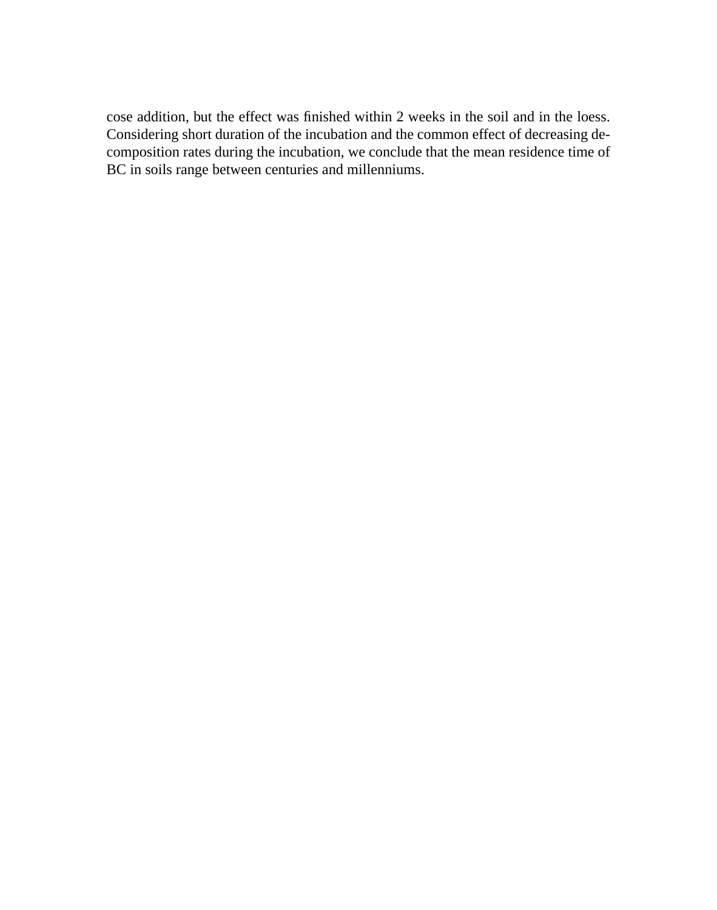cose addition, but the effect was finished within 2 weeks in the soil and in the loess. Considering short duration of the incubation and the common effect of decreasing decomposition rates during the incubation, we conclude that the mean residence time of BC in soils range between centuries and millenniums.